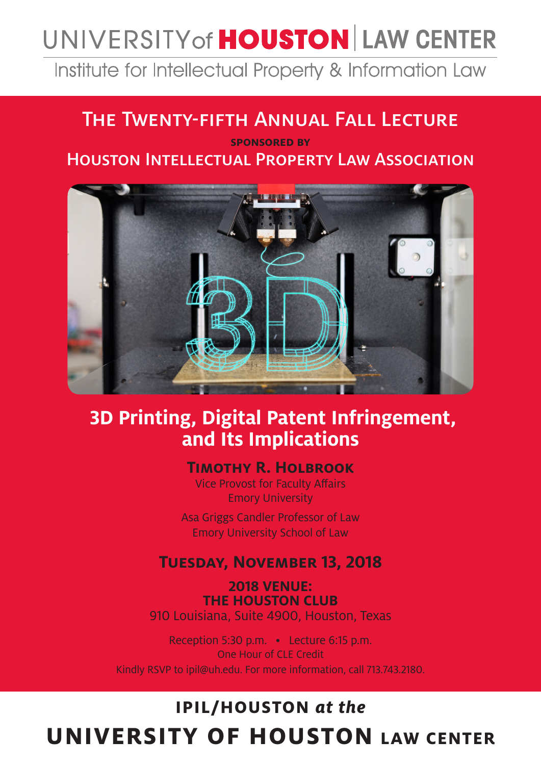# UNIVERSITY of HOUSTON | LAW CENTER

Institute for Intellectual Property & Information Law

## The Twenty-fifth Annual Fall Lecture

**SPONSORED BY**

Houston Intellectual Property Law Association

## 3D Printing, Digital Patent Infringement, and Its Implications

### Timothy R. Holbrook

Vice Provost for Faculty Affairs
Emory University

Asa Griggs Candler Professor of Law
Emory University School of Law

### Tuesday, November 13, 2018

**2018 VENUE:**
**THE HOUSTON CLUB**
910 Louisiana, Suite 4900, Houston, Texas

Reception 5:30 p.m. • Lecture 6:15 p.m.
One Hour of CLE Credit
Kindly RSVP to ipil@uh.edu. For more information, call 713.743.2180.

**IPIL/HOUSTON *at the***

**UNIVERSITY OF HOUSTON LAW CENTER**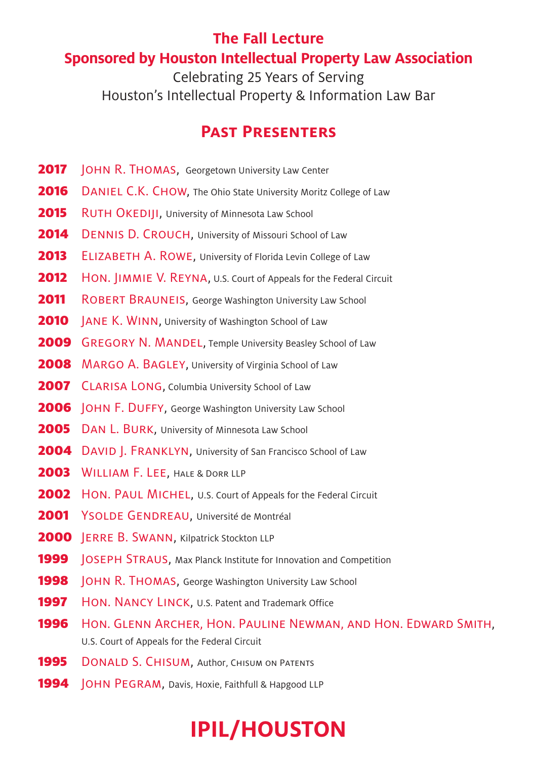**The Fall Lecture**

**Sponsored by Houston Intellectual Property Law Association**

Celebrating 25 Years of Serving
Houston's Intellectual Property & Information Law Bar

## Past Presenters

**2017** John R. Thomas, Georgetown University Law Center

**2016** Daniel C.K. Chow, The Ohio State University Moritz College of Law

**2015** Ruth Okediji, University of Minnesota Law School

**2014** Dennis D. Crouch, University of Missouri School of Law

**2013** Elizabeth A. Rowe, University of Florida Levin College of Law

**2012** Hon. Jimmie V. Reyna, U.S. Court of Appeals for the Federal Circuit

**2011** Robert Brauneis, George Washington University Law School

**2010** Jane K. Winn, University of Washington School of Law

**2009** Gregory N. Mandel, Temple University Beasley School of Law

**2008** Margo A. Bagley, University of Virginia School of Law

**2007** Clarisa Long, Columbia University School of Law

**2006** John F. Duffy, George Washington University Law School

**2005** Dan L. Burk, University of Minnesota Law School

**2004** David J. Franklyn, University of San Francisco School of Law

**2003** William F. Lee, Hale & Dorr LLP

**2002** Hon. Paul Michel, U.S. Court of Appeals for the Federal Circuit

**2001** Ysolde Gendreau, Université de Montréal

**2000** Jerre B. Swann, Kilpatrick Stockton LLP

**1999** Joseph Straus, Max Planck Institute for Innovation and Competition

**1998** John R. Thomas, George Washington University Law School

**1997** Hon. Nancy Linck, U.S. Patent and Trademark Office

**1996** Hon. Glenn Archer, Hon. Pauline Newman, and Hon. Edward Smith, U.S. Court of Appeals for the Federal Circuit

**1995** Donald S. Chisum, Author, Chisum on Patents

**1994** John Pegram, Davis, Hoxie, Faithfull & Hapgood LLP

**IPIL/HOUSTON**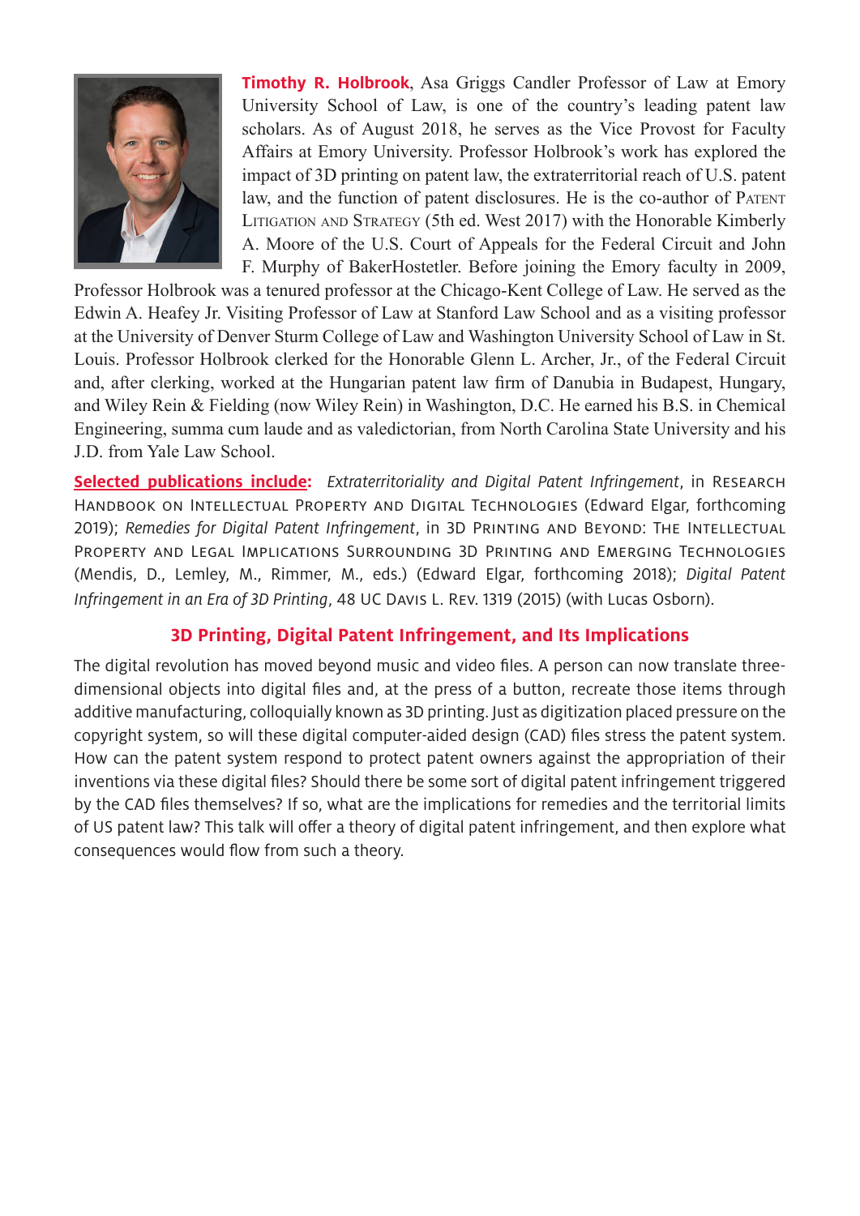**Timothy R. Holbrook**, Asa Griggs Candler Professor of Law at Emory University School of Law, is one of the country's leading patent law scholars. As of August 2018, he serves as the Vice Provost for Faculty Affairs at Emory University. Professor Holbrook's work has explored the impact of 3D printing on patent law, the extraterritorial reach of U.S. patent law, and the function of patent disclosures. He is the co-author of Patent Litigation and Strategy (5th ed. West 2017) with the Honorable Kimberly A. Moore of the U.S. Court of Appeals for the Federal Circuit and John F. Murphy of BakerHostetler. Before joining the Emory faculty in 2009, Professor Holbrook was a tenured professor at the Chicago-Kent College of Law. He served as the Edwin A. Heafey Jr. Visiting Professor of Law at Stanford Law School and as a visiting professor at the University of Denver Sturm College of Law and Washington University School of Law in St. Louis. Professor Holbrook clerked for the Honorable Glenn L. Archer, Jr., of the Federal Circuit and, after clerking, worked at the Hungarian patent law firm of Danubia in Budapest, Hungary, and Wiley Rein & Fielding (now Wiley Rein) in Washington, D.C. He earned his B.S. in Chemical Engineering, summa cum laude and as valedictorian, from North Carolina State University and his J.D. from Yale Law School.

**Selected publications include:** *Extraterritoriality and Digital Patent Infringement*, in Research Handbook on Intellectual Property and Digital Technologies (Edward Elgar, forthcoming 2019); *Remedies for Digital Patent Infringement*, in 3D Printing and Beyond: The Intellectual Property and Legal Implications Surrounding 3D Printing and Emerging Technologies (Mendis, D., Lemley, M., Rimmer, M., eds.) (Edward Elgar, forthcoming 2018); *Digital Patent Infringement in an Era of 3D Printing*, 48 UC Davis L. Rev. 1319 (2015) (with Lucas Osborn).

## 3D Printing, Digital Patent Infringement, and Its Implications

The digital revolution has moved beyond music and video files. A person can now translate three-dimensional objects into digital files and, at the press of a button, recreate those items through additive manufacturing, colloquially known as 3D printing. Just as digitization placed pressure on the copyright system, so will these digital computer-aided design (CAD) files stress the patent system. How can the patent system respond to protect patent owners against the appropriation of their inventions via these digital files? Should there be some sort of digital patent infringement triggered by the CAD files themselves? If so, what are the implications for remedies and the territorial limits of US patent law? This talk will offer a theory of digital patent infringement, and then explore what consequences would flow from such a theory.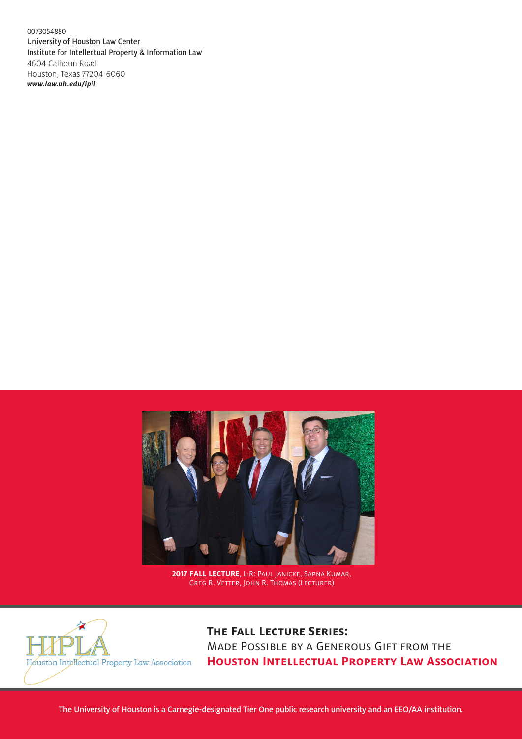0073054880
University of Houston Law Center
Institute for Intellectual Property & Information Law
4604 Calhoun Road
Houston, Texas 77204-6060
***www.law.uh.edu/ipil***

**2017 FALL LECTURE**, L-R: PAUL JANICKE, SAPNA KUMAR, GREG R. VETTER, JOHN R. THOMAS (LECTURER)

HIPLA
Houston Intellectual Property Law Association

**THE FALL LECTURE SERIES:**
MADE POSSIBLE BY A GENEROUS GIFT FROM THE
**HOUSTON INTELLECTUAL PROPERTY LAW ASSOCIATION**

The University of Houston is a Carnegie-designated Tier One public research university and an EEO/AA institution.